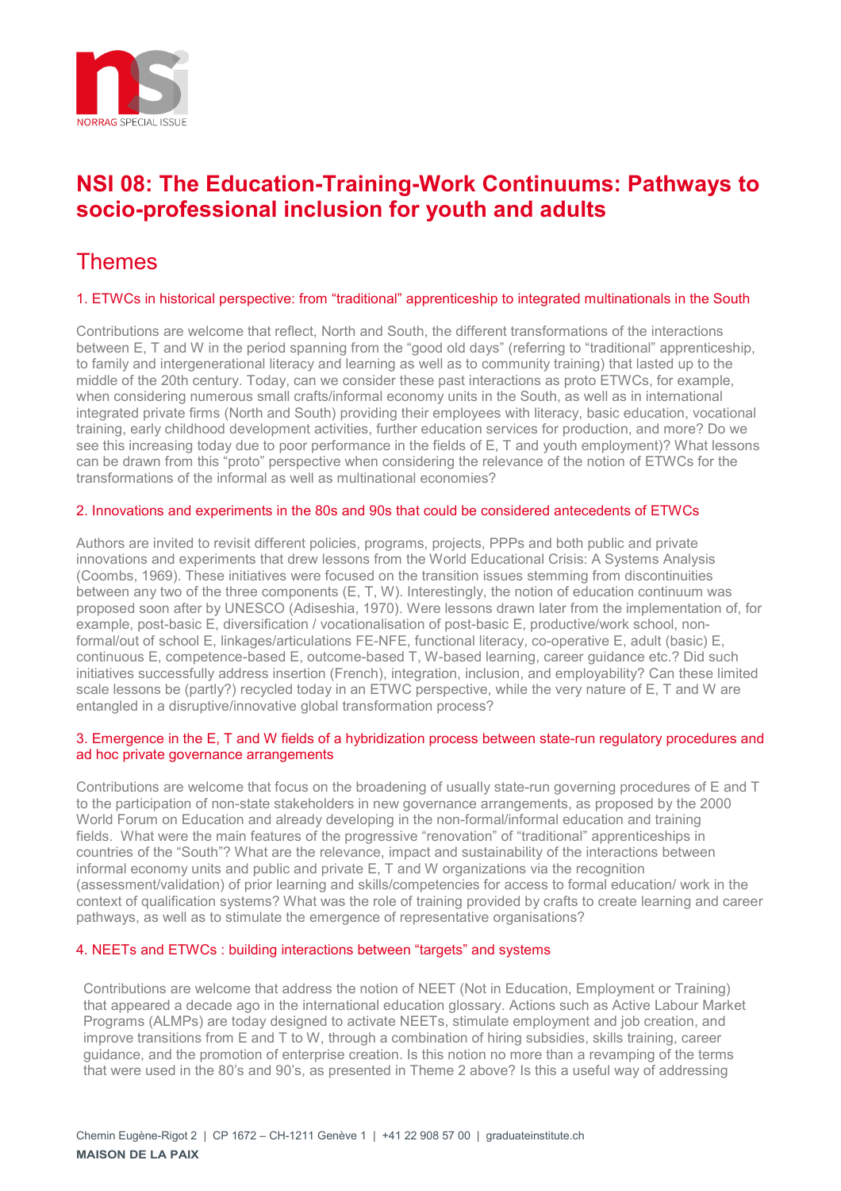NORRAG SPECIAL ISSUE

# NSI 08: The Education-Training-Work Continuums: Pathways to socio-professional inclusion for youth and adults

## Themes

### 1. ETWCs in historical perspective: from "traditional" apprenticeship to integrated multinationals in the South

Contributions are welcome that reflect, North and South, the different transformations of the interactions between E, T and W in the period spanning from the "good old days" (referring to "traditional" apprenticeship, to family and intergenerational literacy and learning as well as to community training) that lasted up to the middle of the 20th century. Today, can we consider these past interactions as proto ETWCs, for example, when considering numerous small crafts/informal economy units in the South, as well as in international integrated private firms (North and South) providing their employees with literacy, basic education, vocational training, early childhood development activities, further education services for production, and more? Do we see this increasing today due to poor performance in the fields of E, T and youth employment)? What lessons can be drawn from this "proto" perspective when considering the relevance of the notion of ETWCs for the transformations of the informal as well as multinational economies?

### 2. Innovations and experiments in the 80s and 90s that could be considered antecedents of ETWCs

Authors are invited to revisit different policies, programs, projects, PPPs and both public and private innovations and experiments that drew lessons from the World Educational Crisis: A Systems Analysis (Coombs, 1969). These initiatives were focused on the transition issues stemming from discontinuities between any two of the three components (E, T, W). Interestingly, the notion of education continuum was proposed soon after by UNESCO (Adiseshia, 1970). Were lessons drawn later from the implementation of, for example, post-basic E, diversification / vocationalisation of post-basic E, productive/work school, non-formal/out of school E, linkages/articulations FE-NFE, functional literacy, co-operative E, adult (basic) E, continuous E, competence-based E, outcome-based T, W-based learning, career guidance etc.? Did such initiatives successfully address insertion (French), integration, inclusion, and employability? Can these limited scale lessons be (partly?) recycled today in an ETWC perspective, while the very nature of E, T and W are entangled in a disruptive/innovative global transformation process?

### 3. Emergence in the E, T and W fields of a hybridization process between state-run regulatory procedures and ad hoc private governance arrangements

Contributions are welcome that focus on the broadening of usually state-run governing procedures of E and T to the participation of non-state stakeholders in new governance arrangements, as proposed by the 2000 World Forum on Education and already developing in the non-formal/informal education and training fields. What were the main features of the progressive "renovation" of "traditional" apprenticeships in countries of the "South"? What are the relevance, impact and sustainability of the interactions between informal economy units and public and private E, T and W organizations via the recognition (assessment/validation) of prior learning and skills/competencies for access to formal education/ work in the context of qualification systems? What was the role of training provided by crafts to create learning and career pathways, as well as to stimulate the emergence of representative organisations?

### 4. NEETs and ETWCs : building interactions between "targets" and systems

Contributions are welcome that address the notion of NEET (Not in Education, Employment or Training) that appeared a decade ago in the international education glossary. Actions such as Active Labour Market Programs (ALMPs) are today designed to activate NEETs, stimulate employment and job creation, and improve transitions from E and T to W, through a combination of hiring subsidies, skills training, career guidance, and the promotion of enterprise creation. Is this notion no more than a revamping of the terms that were used in the 80's and 90's, as presented in Theme 2 above? Is this a useful way of addressing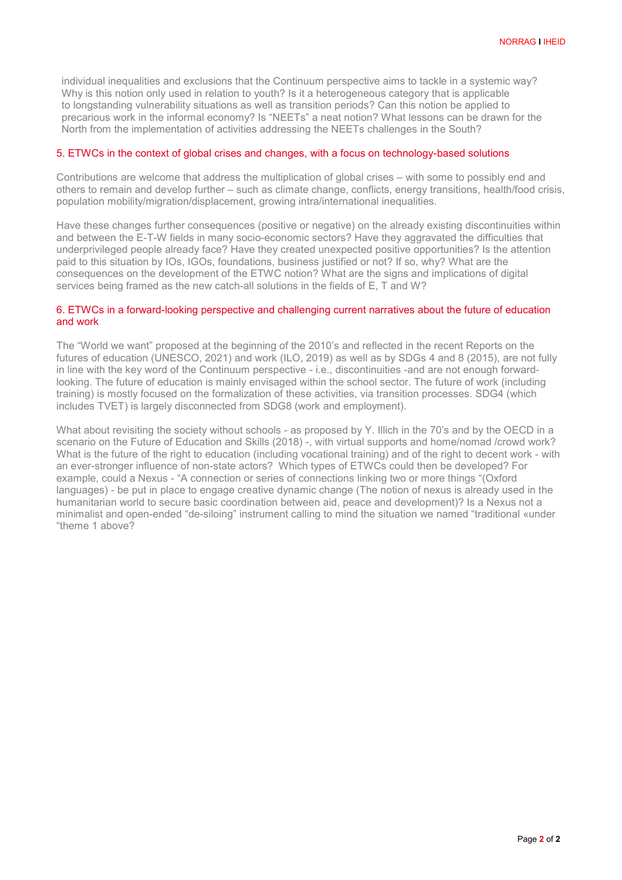individual inequalities and exclusions that the Continuum perspective aims to tackle in a systemic way? Why is this notion only used in relation to youth? Is it a heterogeneous category that is applicable to longstanding vulnerability situations as well as transition periods? Can this notion be applied to precarious work in the informal economy? Is "NEETs" a neat notion? What lessons can be drawn for the North from the implementation of activities addressing the NEETs challenges in the South?

### 5. ETWCs in the context of global crises and changes, with a focus on technology-based solutions

Contributions are welcome that address the multiplication of global crises – with some to possibly end and others to remain and develop further – such as climate change, conflicts, energy transitions, health/food crisis, population mobility/migration/displacement, growing intra/international inequalities.

Have these changes further consequences (positive or negative) on the already existing discontinuities within and between the E-T-W fields in many socio-economic sectors? Have they aggravated the difficulties that underprivileged people already face? Have they created unexpected positive opportunities? Is the attention paid to this situation by IOs, IGOs, foundations, business justified or not? If so, why? What are the consequences on the development of the ETWC notion? What are the signs and implications of digital services being framed as the new catch-all solutions in the fields of E, T and W?

### 6. ETWCs in a forward-looking perspective and challenging current narratives about the future of education and work

The "World we want" proposed at the beginning of the 2010's and reflected in the recent Reports on the futures of education (UNESCO, 2021) and work (ILO, 2019) as well as by SDGs 4 and 8 (2015), are not fully in line with the key word of the Continuum perspective - i.e., discontinuities -and are not enough forward-looking. The future of education is mainly envisaged within the school sector. The future of work (including training) is mostly focused on the formalization of these activities, via transition processes. SDG4 (which includes TVET) is largely disconnected from SDG8 (work and employment).

What about revisiting the society without schools - as proposed by Y. Illich in the 70's and by the OECD in a scenario on the Future of Education and Skills (2018) -, with virtual supports and home/nomad /crowd work? What is the future of the right to education (including vocational training) and of the right to decent work - with an ever-stronger influence of non-state actors? Which types of ETWCs could then be developed? For example, could a Nexus - "A connection or series of connections linking two or more things "(Oxford languages) - be put in place to engage creative dynamic change (The notion of nexus is already used in the humanitarian world to secure basic coordination between aid, peace and development)? Is a Nexus not a minimalist and open-ended "de-siloing" instrument calling to mind the situation we named "traditional «under "theme 1 above?